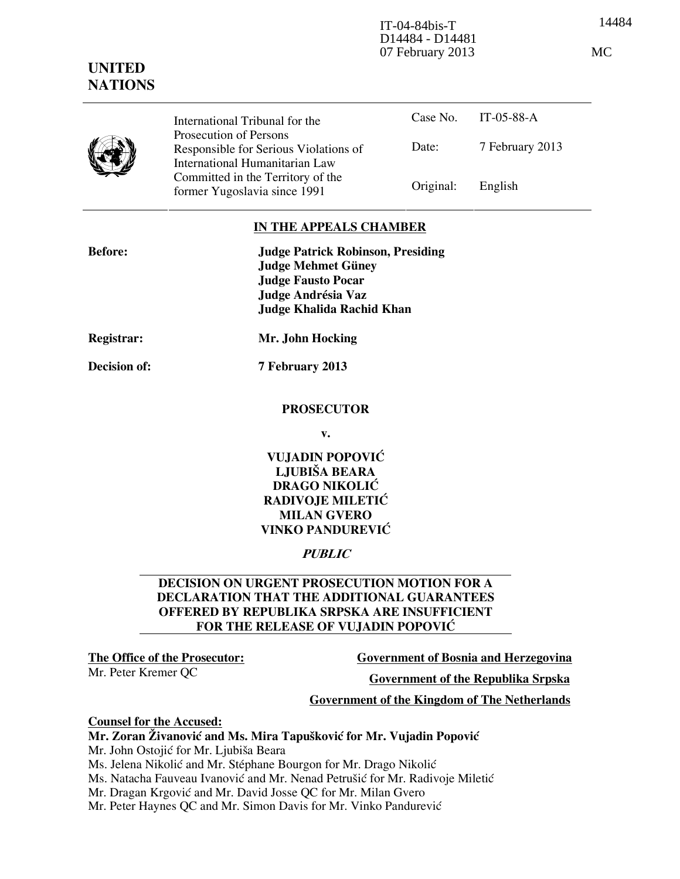IT-04-84bis-T
D14484 - D14481
07 February 2013

14484

MC

**UNITED NATIONS**

| International Tribunal for the Prosecution of Persons Responsible for Serious Violations of International Humanitarian Law Committed in the Territory of the former Yugoslavia since 1991 | Case No. | IT-05-88-A |
|---|---|---|
| | Date: | 7 February 2013 |
| | Original: | English |

## IN THE APPEALS CHAMBER

**Before:** **Judge Patrick Robinson, Presiding**
**Judge Mehmet Güney**
**Judge Fausto Pocar**
**Judge Andrésia Vaz**
**Judge Khalida Rachid Khan**

**Registrar:** **Mr. John Hocking**

**Decision of:** **7 February 2013**

**PROSECUTOR**

**v.**

**VUJADIN POPOVIĆ**
**LJUBIŠA BEARA**
**DRAGO NIKOLIĆ**
**RADIVOJE MILETIĆ**
**MILAN GVERO**
**VINKO PANDUREVIĆ**

***PUBLIC***

## DECISION ON URGENT PROSECUTION MOTION FOR A DECLARATION THAT THE ADDITIONAL GUARANTEES OFFERED BY REPUBLIKA SRPSKA ARE INSUFFICIENT FOR THE RELEASE OF VUJADIN POPOVIĆ

**The Office of the Prosecutor:**
Mr. Peter Kremer QC

**Government of Bosnia and Herzegovina**

**Government of the Republika Srpska**

**Government of the Kingdom of The Netherlands**

**Counsel for the Accused:**

**Mr. Zoran Živanović and Ms. Mira Tapušković for Mr. Vujadin Popović**
Mr. John Ostojić for Mr. Ljubiša Beara
Ms. Jelena Nikolić and Mr. Stéphane Bourgon for Mr. Drago Nikolić
Ms. Natacha Fauveau Ivanović and Mr. Nenad Petrušić for Mr. Radivoje Miletić
Mr. Dragan Krgović and Mr. David Josse QC for Mr. Milan Gvero
Mr. Peter Haynes QC and Mr. Simon Davis for Mr. Vinko Pandurević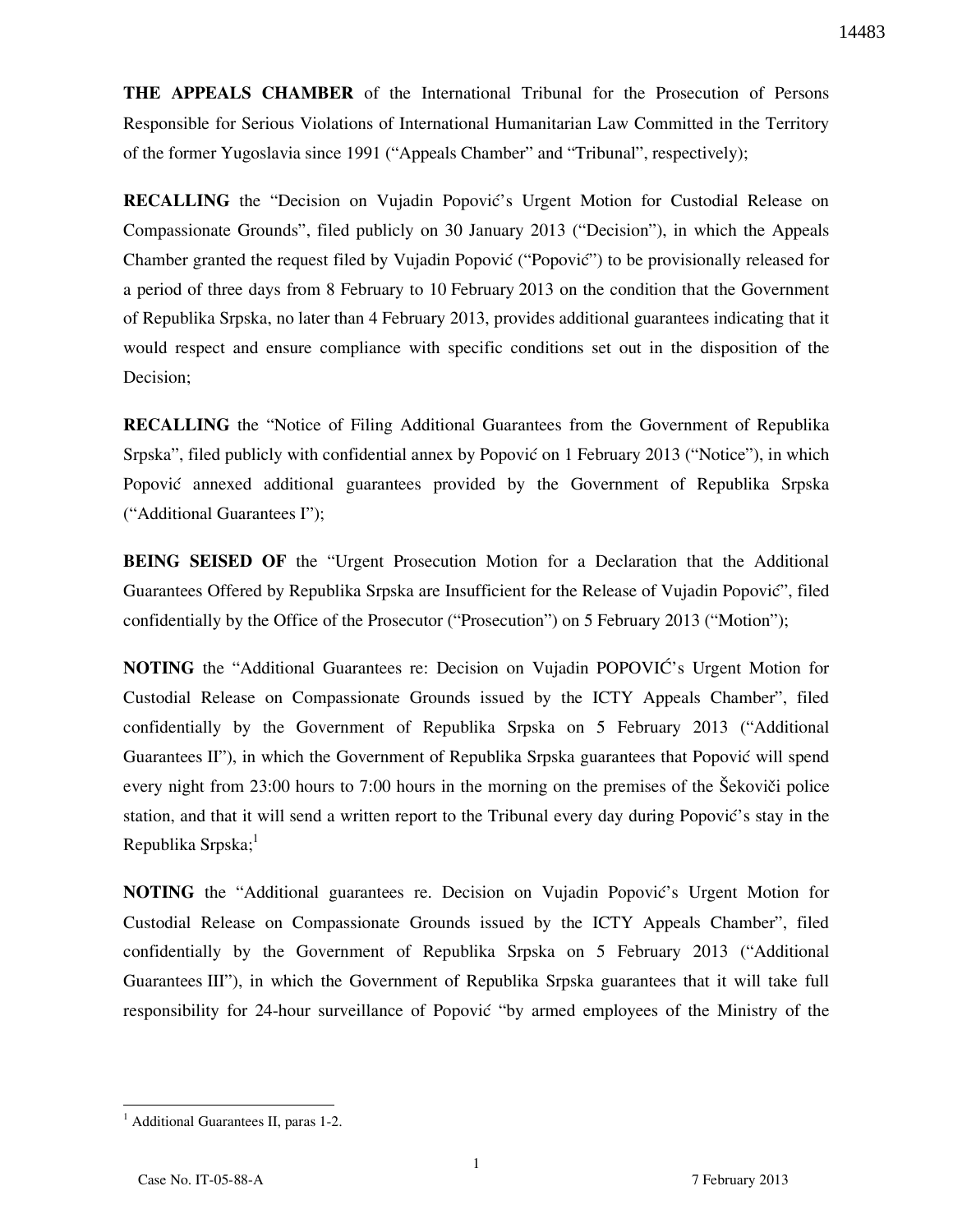**THE APPEALS CHAMBER** of the International Tribunal for the Prosecution of Persons Responsible for Serious Violations of International Humanitarian Law Committed in the Territory of the former Yugoslavia since 1991 ("Appeals Chamber" and "Tribunal", respectively);

**RECALLING** the "Decision on Vujadin Popović's Urgent Motion for Custodial Release on Compassionate Grounds", filed publicly on 30 January 2013 ("Decision"), in which the Appeals Chamber granted the request filed by Vujadin Popović ("Popović") to be provisionally released for a period of three days from 8 February to 10 February 2013 on the condition that the Government of Republika Srpska, no later than 4 February 2013, provides additional guarantees indicating that it would respect and ensure compliance with specific conditions set out in the disposition of the Decision;

**RECALLING** the "Notice of Filing Additional Guarantees from the Government of Republika Srpska", filed publicly with confidential annex by Popović on 1 February 2013 ("Notice"), in which Popović annexed additional guarantees provided by the Government of Republika Srpska ("Additional Guarantees I");

**BEING SEISED OF** the "Urgent Prosecution Motion for a Declaration that the Additional Guarantees Offered by Republika Srpska are Insufficient for the Release of Vujadin Popović", filed confidentially by the Office of the Prosecutor ("Prosecution") on 5 February 2013 ("Motion");

**NOTING** the "Additional Guarantees re: Decision on Vujadin POPOVIĆ's Urgent Motion for Custodial Release on Compassionate Grounds issued by the ICTY Appeals Chamber", filed confidentially by the Government of Republika Srpska on 5 February 2013 ("Additional Guarantees II"), in which the Government of Republika Srpska guarantees that Popović will spend every night from 23:00 hours to 7:00 hours in the morning on the premises of the Šekoviči police station, and that it will send a written report to the Tribunal every day during Popović's stay in the Republika Srpska;[1]

**NOTING** the "Additional guarantees re. Decision on Vujadin Popović's Urgent Motion for Custodial Release on Compassionate Grounds issued by the ICTY Appeals Chamber", filed confidentially by the Government of Republika Srpska on 5 February 2013 ("Additional Guarantees III"), in which the Government of Republika Srpska guarantees that it will take full responsibility for 24-hour surveillance of Popović "by armed employees of the Ministry of the

---

[1] Additional Guarantees II, paras 1-2.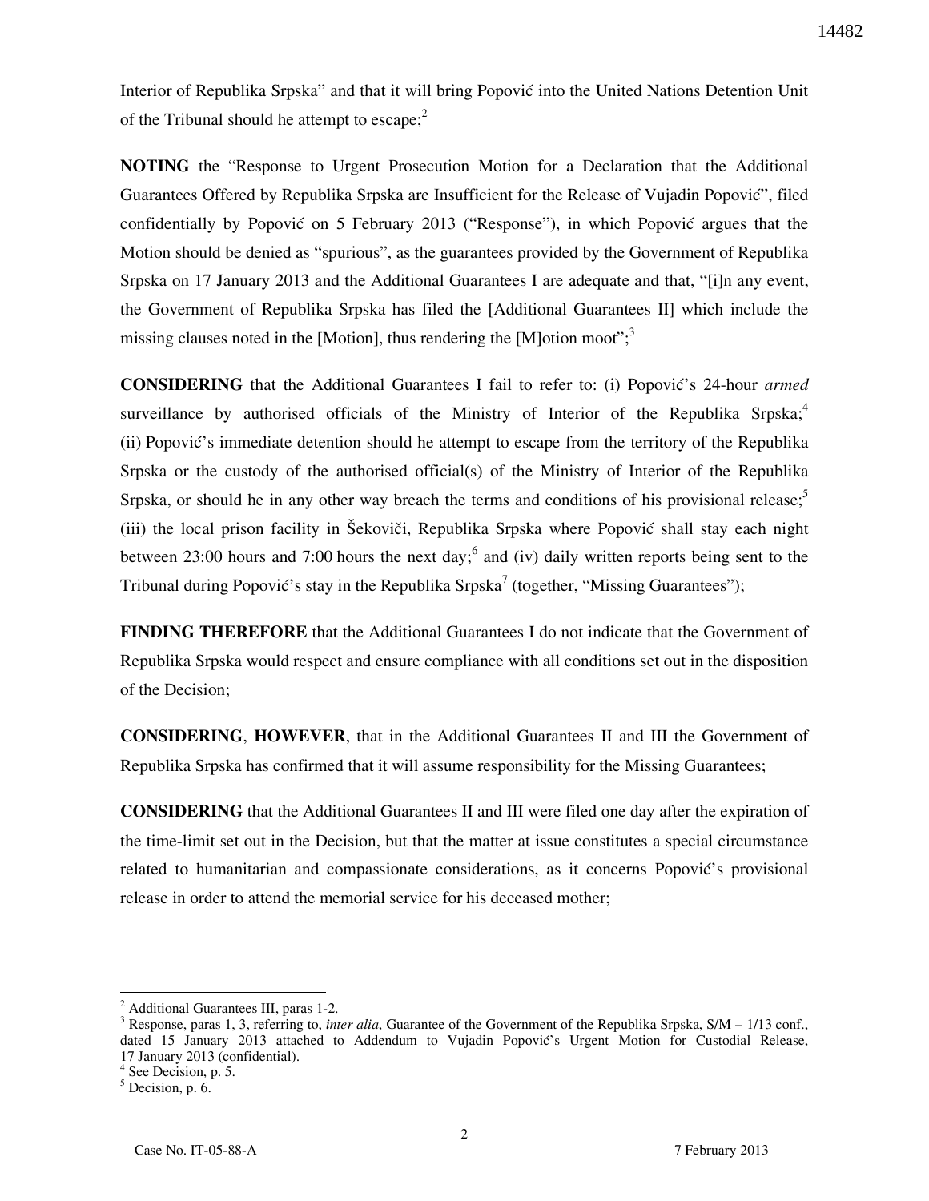Interior of Republika Srpska" and that it will bring Popović into the United Nations Detention Unit of the Tribunal should he attempt to escape;[2]

**NOTING** the "Response to Urgent Prosecution Motion for a Declaration that the Additional Guarantees Offered by Republika Srpska are Insufficient for the Release of Vujadin Popović", filed confidentially by Popović on 5 February 2013 ("Response"), in which Popović argues that the Motion should be denied as "spurious", as the guarantees provided by the Government of Republika Srpska on 17 January 2013 and the Additional Guarantees I are adequate and that, "[i]n any event, the Government of Republika Srpska has filed the [Additional Guarantees II] which include the missing clauses noted in the [Motion], thus rendering the [M]otion moot";[3]

**CONSIDERING** that the Additional Guarantees I fail to refer to: (i) Popović's 24-hour *armed* surveillance by authorised officials of the Ministry of Interior of the Republika Srpska;[4] (ii) Popović's immediate detention should he attempt to escape from the territory of the Republika Srpska or the custody of the authorised official(s) of the Ministry of Interior of the Republika Srpska, or should he in any other way breach the terms and conditions of his provisional release;[5] (iii) the local prison facility in Šekoviči, Republika Srpska where Popović shall stay each night between 23:00 hours and 7:00 hours the next day;[6] and (iv) daily written reports being sent to the Tribunal during Popović's stay in the Republika Srpska[7] (together, "Missing Guarantees");

**FINDING THEREFORE** that the Additional Guarantees I do not indicate that the Government of Republika Srpska would respect and ensure compliance with all conditions set out in the disposition of the Decision;

**CONSIDERING**, **HOWEVER**, that in the Additional Guarantees II and III the Government of Republika Srpska has confirmed that it will assume responsibility for the Missing Guarantees;

**CONSIDERING** that the Additional Guarantees II and III were filed one day after the expiration of the time-limit set out in the Decision, but that the matter at issue constitutes a special circumstance related to humanitarian and compassionate considerations, as it concerns Popović's provisional release in order to attend the memorial service for his deceased mother;

---

[2] Additional Guarantees III, paras 1-2.

[3] Response, paras 1, 3, referring to, *inter alia*, Guarantee of the Government of the Republika Srpska, S/M – 1/13 conf., dated 15 January 2013 attached to Addendum to Vujadin Popović's Urgent Motion for Custodial Release, 17 January 2013 (confidential).

[4] See Decision, p. 5.

[5] Decision, p. 6.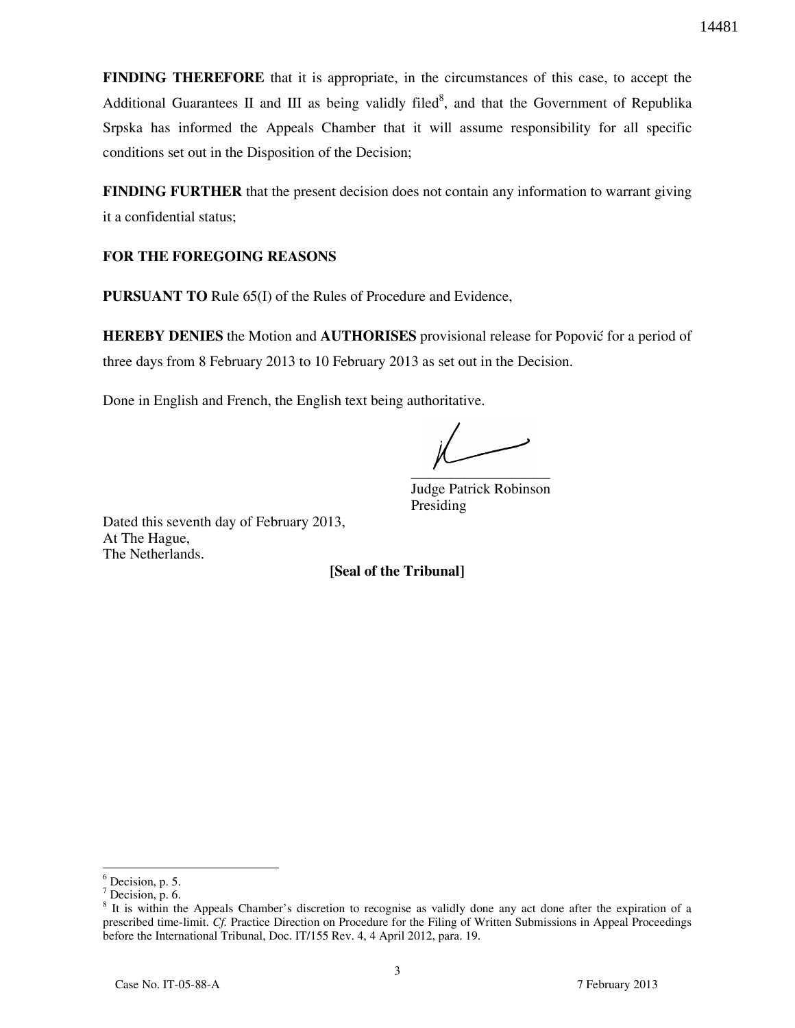**FINDING THEREFORE** that it is appropriate, in the circumstances of this case, to accept the Additional Guarantees II and III as being validly filed[8], and that the Government of Republika Srpska has informed the Appeals Chamber that it will assume responsibility for all specific conditions set out in the Disposition of the Decision;

**FINDING FURTHER** that the present decision does not contain any information to warrant giving it a confidential status;

**FOR THE FOREGOING REASONS**

**PURSUANT TO** Rule 65(I) of the Rules of Procedure and Evidence,

**HEREBY DENIES** the Motion and **AUTHORISES** provisional release for Popović for a period of three days from 8 February 2013 to 10 February 2013 as set out in the Decision.

Done in English and French, the English text being authoritative.

___________________

Judge Patrick Robinson
Presiding

Dated this seventh day of February 2013,
At The Hague,
The Netherlands.

**[Seal of the Tribunal]**

---

[6] Decision, p. 5.

[7] Decision, p. 6.

[8] It is within the Appeals Chamber's discretion to recognise as validly done any act done after the expiration of a prescribed time-limit. *Cf.* Practice Direction on Procedure for the Filing of Written Submissions in Appeal Proceedings before the International Tribunal, Doc. IT/155 Rev. 4, 4 April 2012, para. 19.